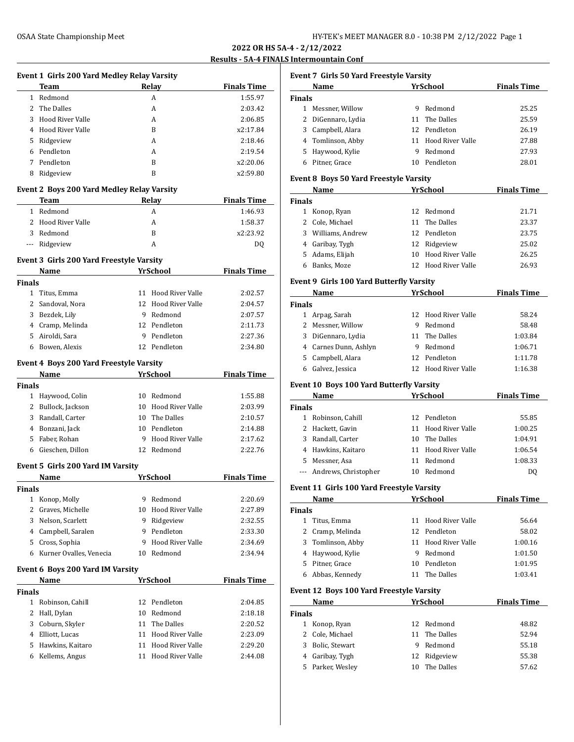**2022 OR HS 5A-4 - 2/12/2022**

**Results - 5A-4 FINALS Intermountain Conf**

### Event 1 Girls 200 Yard Medley Relay Varsity

| | Team | Relay | Finals Time |
|---|---|---|---|
| 1 | Redmond | A | 1:55.97 |
| 2 | The Dalles | A | 2:03.42 |
| 3 | Hood River Valle | A | 2:06.85 |
| 4 | Hood River Valle | B | x2:17.84 |
| 5 | Ridgeview | A | 2:18.46 |
| 6 | Pendleton | A | 2:19.54 |
| 7 | Pendleton | B | x2:20.06 |
| 8 | Ridgeview | B | x2:59.80 |

### Event 2 Boys 200 Yard Medley Relay Varsity

| | Team | Relay | Finals Time |
|---|---|---|---|
| 1 | Redmond | A | 1:46.93 |
| 2 | Hood River Valle | A | 1:58.37 |
| 3 | Redmond | B | x2:23.92 |
| --- | Ridgeview | A | DQ |

### Event 3 Girls 200 Yard Freestyle Varsity

| | Name | Yr | School | Finals Time |
|---|---|---|---|---|
| **Finals** | | | | |
| 1 | Titus, Emma | 11 | Hood River Valle | 2:02.57 |
| 2 | Sandoval, Nora | 12 | Hood River Valle | 2:04.57 |
| 3 | Bezdek, Lily | 9 | Redmond | 2:07.57 |
| 4 | Cramp, Melinda | 12 | Pendleton | 2:11.73 |
| 5 | Airoldi, Sara | 9 | Pendleton | 2:27.36 |
| 6 | Bowen, Alexis | 12 | Pendleton | 2:34.80 |

### Event 4 Boys 200 Yard Freestyle Varsity

| | Name | Yr | School | Finals Time |
|---|---|---|---|---|
| **Finals** | | | | |
| 1 | Haywood, Colin | 10 | Redmond | 1:55.88 |
| 2 | Bullock, Jackson | 10 | Hood River Valle | 2:03.99 |
| 3 | Randall, Carter | 10 | The Dalles | 2:10.57 |
| 4 | Bonzani, Jack | 10 | Pendleton | 2:14.88 |
| 5 | Faber, Rohan | 9 | Hood River Valle | 2:17.62 |
| 6 | Gieschen, Dillon | 12 | Redmond | 2:22.76 |

### Event 5 Girls 200 Yard IM Varsity

| | Name | Yr | School | Finals Time |
|---|---|---|---|---|
| **Finals** | | | | |
| 1 | Konop, Molly | 9 | Redmond | 2:20.69 |
| 2 | Graves, Michelle | 10 | Hood River Valle | 2:27.89 |
| 3 | Nelson, Scarlett | 9 | Ridgeview | 2:32.55 |
| 4 | Campbell, Saralen | 9 | Pendleton | 2:33.30 |
| 5 | Cross, Sophia | 9 | Hood River Valle | 2:34.69 |
| 6 | Kurner Ovalles, Venecia | 10 | Redmond | 2:34.94 |

### Event 6 Boys 200 Yard IM Varsity

| | Name | Yr | School | Finals Time |
|---|---|---|---|---|
| **Finals** | | | | |
| 1 | Robinson, Cahill | 12 | Pendleton | 2:04.85 |
| 2 | Hall, Dylan | 10 | Redmond | 2:18.18 |
| 3 | Coburn, Skyler | 11 | The Dalles | 2:20.52 |
| 4 | Elliott, Lucas | 11 | Hood River Valle | 2:23.09 |
| 5 | Hawkins, Kaitaro | 11 | Hood River Valle | 2:29.20 |
| 6 | Kellems, Angus | 11 | Hood River Valle | 2:44.08 |

### Event 7 Girls 50 Yard Freestyle Varsity

| | Name | Yr | School | Finals Time |
|---|---|---|---|---|
| **Finals** | | | | |
| 1 | Messner, Willow | 9 | Redmond | 25.25 |
| 2 | DiGennaro, Lydia | 11 | The Dalles | 25.59 |
| 3 | Campbell, Alara | 12 | Pendleton | 26.19 |
| 4 | Tomlinson, Abby | 11 | Hood River Valle | 27.88 |
| 5 | Haywood, Kylie | 9 | Redmond | 27.93 |
| 6 | Pitner, Grace | 10 | Pendleton | 28.01 |

### Event 8 Boys 50 Yard Freestyle Varsity

| | Name | Yr | School | Finals Time |
|---|---|---|---|---|
| **Finals** | | | | |
| 1 | Konop, Ryan | 12 | Redmond | 21.71 |
| 2 | Cole, Michael | 11 | The Dalles | 23.37 |
| 3 | Williams, Andrew | 12 | Pendleton | 23.75 |
| 4 | Garibay, Tygh | 12 | Ridgeview | 25.02 |
| 5 | Adams, Elijah | 10 | Hood River Valle | 26.25 |
| 6 | Banks, Moze | 12 | Hood River Valle | 26.93 |

### Event 9 Girls 100 Yard Butterfly Varsity

| | Name | Yr | School | Finals Time |
|---|---|---|---|---|
| **Finals** | | | | |
| 1 | Arpag, Sarah | 12 | Hood River Valle | 58.24 |
| 2 | Messner, Willow | 9 | Redmond | 58.48 |
| 3 | DiGennaro, Lydia | 11 | The Dalles | 1:03.84 |
| 4 | Carnes Dunn, Ashlyn | 9 | Redmond | 1:06.71 |
| 5 | Campbell, Alara | 12 | Pendleton | 1:11.78 |
| 6 | Galvez, Jessica | 12 | Hood River Valle | 1:16.38 |

### Event 10 Boys 100 Yard Butterfly Varsity

| | Name | Yr | School | Finals Time |
|---|---|---|---|---|
| **Finals** | | | | |
| 1 | Robinson, Cahill | 12 | Pendleton | 55.85 |
| 2 | Hackett, Gavin | 11 | Hood River Valle | 1:00.25 |
| 3 | Randall, Carter | 10 | The Dalles | 1:04.91 |
| 4 | Hawkins, Kaitaro | 11 | Hood River Valle | 1:06.54 |
| 5 | Messner, Asa | 11 | Redmond | 1:08.33 |
| --- | Andrews, Christopher | 10 | Redmond | DQ |

### Event 11 Girls 100 Yard Freestyle Varsity

| | Name | Yr | School | Finals Time |
|---|---|---|---|---|
| **Finals** | | | | |
| 1 | Titus, Emma | 11 | Hood River Valle | 56.64 |
| 2 | Cramp, Melinda | 12 | Pendleton | 58.02 |
| 3 | Tomlinson, Abby | 11 | Hood River Valle | 1:00.16 |
| 4 | Haywood, Kylie | 9 | Redmond | 1:01.50 |
| 5 | Pitner, Grace | 10 | Pendleton | 1:01.95 |
| 6 | Abbas, Kennedy | 11 | The Dalles | 1:03.41 |

### Event 12 Boys 100 Yard Freestyle Varsity

| | Name | Yr | School | Finals Time |
|---|---|---|---|---|
| **Finals** | | | | |
| 1 | Konop, Ryan | 12 | Redmond | 48.82 |
| 2 | Cole, Michael | 11 | The Dalles | 52.94 |
| 3 | Bolic, Stewart | 9 | Redmond | 55.18 |
| 4 | Garibay, Tygh | 12 | Ridgeview | 55.38 |
| 5 | Parker, Wesley | 10 | The Dalles | 57.62 |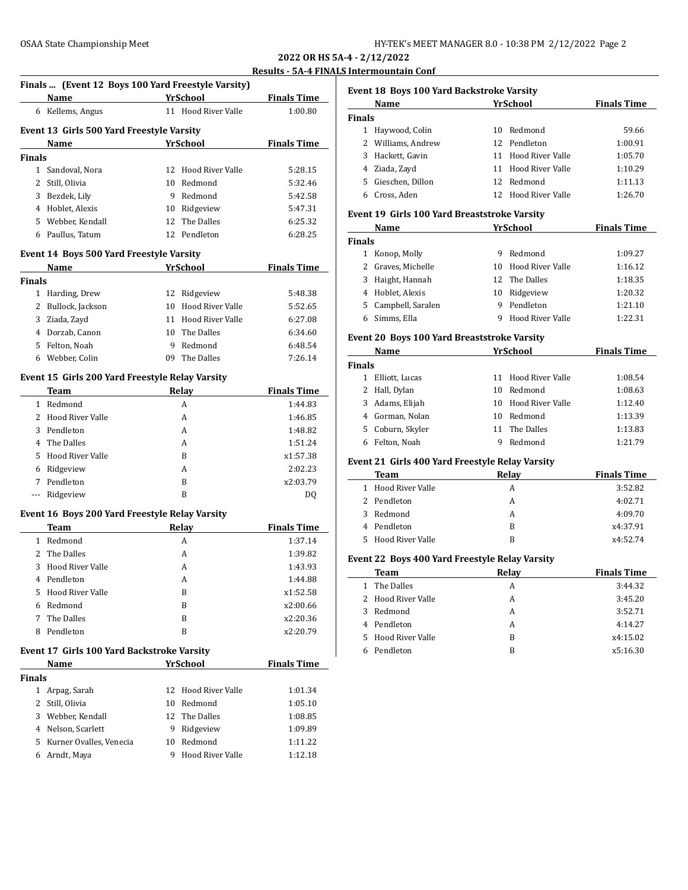**2022 OR HS 5A-4 - 2/12/2022**

**Results - 5A-4 FINALS Intermountain Conf**

### Finals ... (Event 12 Boys 100 Yard Freestyle Varsity)

| | Name | Yr | School | Finals Time |
|---|---|---|---|---|
| 6 | Kellems, Angus | 11 | Hood River Valle | 1:00.80 |

### Event 13 Girls 500 Yard Freestyle Varsity

**Finals**

| | Name | Yr | School | Finals Time |
|---|---|---|---|---|
| 1 | Sandoval, Nora | 12 | Hood River Valle | 5:28.15 |
| 2 | Still, Olivia | 10 | Redmond | 5:32.46 |
| 3 | Bezdek, Lily | 9 | Redmond | 5:42.58 |
| 4 | Hoblet, Alexis | 10 | Ridgeview | 5:47.31 |
| 5 | Webber, Kendall | 12 | The Dalles | 6:25.32 |
| 6 | Paullus, Tatum | 12 | Pendleton | 6:28.25 |

### Event 14 Boys 500 Yard Freestyle Varsity

**Finals**

| | Name | Yr | School | Finals Time |
|---|---|---|---|---|
| 1 | Harding, Drew | 12 | Ridgeview | 5:48.38 |
| 2 | Bullock, Jackson | 10 | Hood River Valle | 5:52.65 |
| 3 | Ziada, Zayd | 11 | Hood River Valle | 6:27.08 |
| 4 | Dorzab, Canon | 10 | The Dalles | 6:34.60 |
| 5 | Felton, Noah | 9 | Redmond | 6:48.54 |
| 6 | Webber, Colin | 09 | The Dalles | 7:26.14 |

### Event 15 Girls 200 Yard Freestyle Relay Varsity

| | Team | Relay | Finals Time |
|---|---|---|---|
| 1 | Redmond | A | 1:44.83 |
| 2 | Hood River Valle | A | 1:46.85 |
| 3 | Pendleton | A | 1:48.82 |
| 4 | The Dalles | A | 1:51.24 |
| 5 | Hood River Valle | B | x1:57.38 |
| 6 | Ridgeview | A | 2:02.23 |
| 7 | Pendleton | B | x2:03.79 |
| --- | Ridgeview | B | DQ |

### Event 16 Boys 200 Yard Freestyle Relay Varsity

| | Team | Relay | Finals Time |
|---|---|---|---|
| 1 | Redmond | A | 1:37.14 |
| 2 | The Dalles | A | 1:39.82 |
| 3 | Hood River Valle | A | 1:43.93 |
| 4 | Pendleton | A | 1:44.88 |
| 5 | Hood River Valle | B | x1:52.58 |
| 6 | Redmond | B | x2:00.66 |
| 7 | The Dalles | B | x2:20.36 |
| 8 | Pendleton | B | x2:20.79 |

### Event 17 Girls 100 Yard Backstroke Varsity

**Finals**

| | Name | Yr | School | Finals Time |
|---|---|---|---|---|
| 1 | Arpag, Sarah | 12 | Hood River Valle | 1:01.34 |
| 2 | Still, Olivia | 10 | Redmond | 1:05.10 |
| 3 | Webber, Kendall | 12 | The Dalles | 1:08.85 |
| 4 | Nelson, Scarlett | 9 | Ridgeview | 1:09.89 |
| 5 | Kurner Ovalles, Venecia | 10 | Redmond | 1:11.22 |
| 6 | Arndt, Maya | 9 | Hood River Valle | 1:12.18 |

### Event 18 Boys 100 Yard Backstroke Varsity

**Finals**

| | Name | Yr | School | Finals Time |
|---|---|---|---|---|
| 1 | Haywood, Colin | 10 | Redmond | 59.66 |
| 2 | Williams, Andrew | 12 | Pendleton | 1:00.91 |
| 3 | Hackett, Gavin | 11 | Hood River Valle | 1:05.70 |
| 4 | Ziada, Zayd | 11 | Hood River Valle | 1:10.29 |
| 5 | Gieschen, Dillon | 12 | Redmond | 1:11.13 |
| 6 | Cross, Aden | 12 | Hood River Valle | 1:26.70 |

### Event 19 Girls 100 Yard Breaststroke Varsity

**Finals**

| | Name | Yr | School | Finals Time |
|---|---|---|---|---|
| 1 | Konop, Molly | 9 | Redmond | 1:09.27 |
| 2 | Graves, Michelle | 10 | Hood River Valle | 1:16.12 |
| 3 | Haight, Hannah | 12 | The Dalles | 1:18.35 |
| 4 | Hoblet, Alexis | 10 | Ridgeview | 1:20.32 |
| 5 | Campbell, Saralen | 9 | Pendleton | 1:21.10 |
| 6 | Simms, Ella | 9 | Hood River Valle | 1:22.31 |

### Event 20 Boys 100 Yard Breaststroke Varsity

**Finals**

| | Name | Yr | School | Finals Time |
|---|---|---|---|---|
| 1 | Elliott, Lucas | 11 | Hood River Valle | 1:08.54 |
| 2 | Hall, Dylan | 10 | Redmond | 1:08.63 |
| 3 | Adams, Elijah | 10 | Hood River Valle | 1:12.40 |
| 4 | Gorman, Nolan | 10 | Redmond | 1:13.39 |
| 5 | Coburn, Skyler | 11 | The Dalles | 1:13.83 |
| 6 | Felton, Noah | 9 | Redmond | 1:21.79 |

### Event 21 Girls 400 Yard Freestyle Relay Varsity

| | Team | Relay | Finals Time |
|---|---|---|---|
| 1 | Hood River Valle | A | 3:52.82 |
| 2 | Pendleton | A | 4:02.71 |
| 3 | Redmond | A | 4:09.70 |
| 4 | Pendleton | B | x4:37.91 |
| 5 | Hood River Valle | B | x4:52.74 |

### Event 22 Boys 400 Yard Freestyle Relay Varsity

| | Team | Relay | Finals Time |
|---|---|---|---|
| 1 | The Dalles | A | 3:44.32 |
| 2 | Hood River Valle | A | 3:45.20 |
| 3 | Redmond | A | 3:52.71 |
| 4 | Pendleton | A | 4:14.27 |
| 5 | Hood River Valle | B | x4:15.02 |
| 6 | Pendleton | B | x5:16.30 |